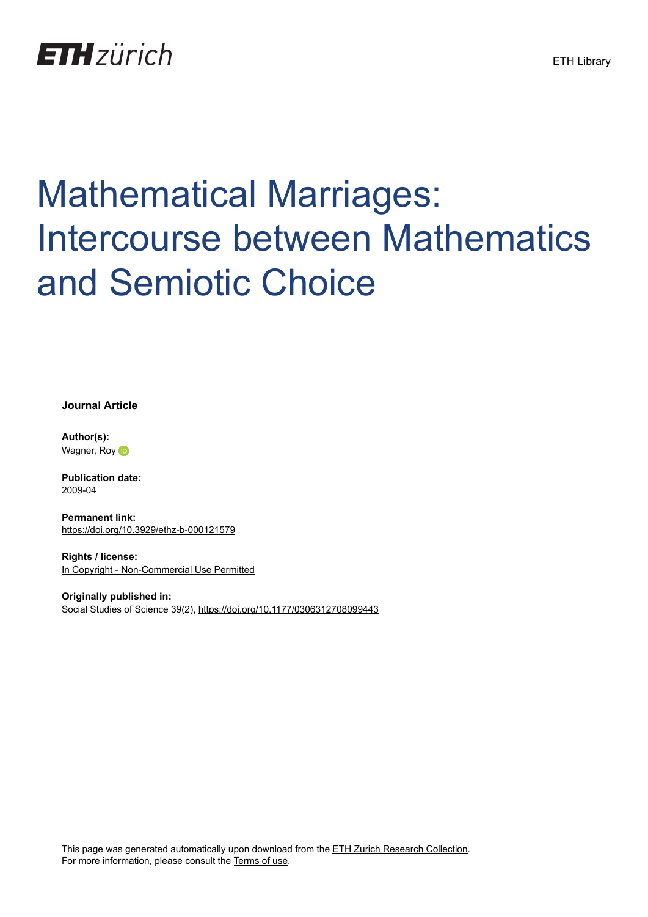ETH zürich

ETH Library

# Mathematical Marriages: Intercourse between Mathematics and Semiotic Choice

**Journal Article**

**Author(s):**
Wagner, Roy

**Publication date:**
2009-04

**Permanent link:**
https://doi.org/10.3929/ethz-b-000121579

**Rights / license:**
In Copyright - Non-Commercial Use Permitted

**Originally published in:**
Social Studies of Science 39(2), https://doi.org/10.1177/0306312708099443

This page was generated automatically upon download from the ETH Zurich Research Collection.
For more information, please consult the Terms of use.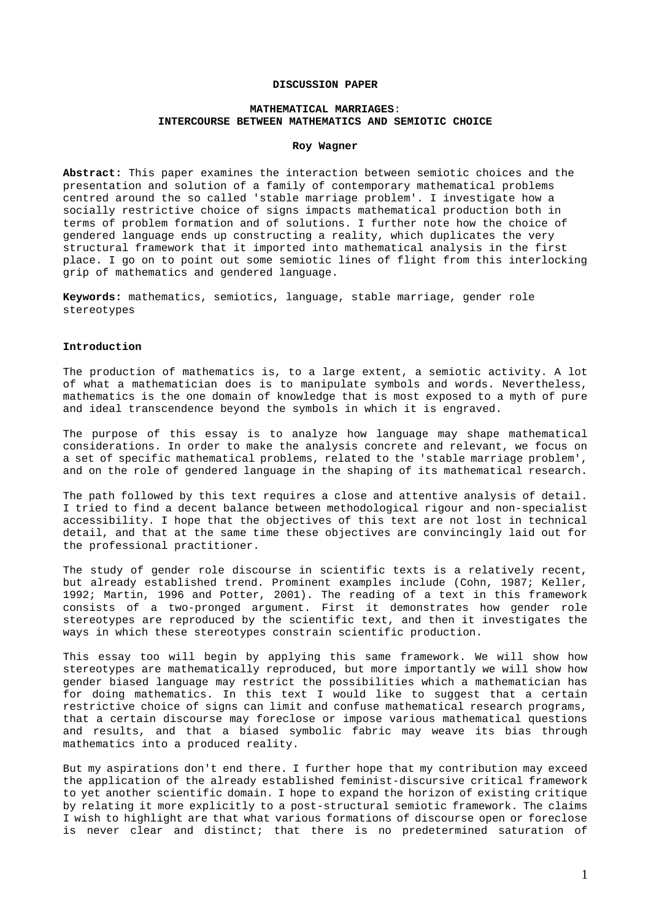**DISCUSSION PAPER**

**MATHEMATICAL MARRIAGES: INTERCOURSE BETWEEN MATHEMATICS AND SEMIOTIC CHOICE**

**Roy Wagner**

**Abstract:** This paper examines the interaction between semiotic choices and the presentation and solution of a family of contemporary mathematical problems centred around the so called 'stable marriage problem'. I investigate how a socially restrictive choice of signs impacts mathematical production both in terms of problem formation and of solutions. I further note how the choice of gendered language ends up constructing a reality, which duplicates the very structural framework that it imported into mathematical analysis in the first place. I go on to point out some semiotic lines of flight from this interlocking grip of mathematics and gendered language.

**Keywords:** mathematics, semiotics, language, stable marriage, gender role stereotypes

## Introduction

The production of mathematics is, to a large extent, a semiotic activity. A lot of what a mathematician does is to manipulate symbols and words. Nevertheless, mathematics is the one domain of knowledge that is most exposed to a myth of pure and ideal transcendence beyond the symbols in which it is engraved.

The purpose of this essay is to analyze how language may shape mathematical considerations. In order to make the analysis concrete and relevant, we focus on a set of specific mathematical problems, related to the 'stable marriage problem', and on the role of gendered language in the shaping of its mathematical research.

The path followed by this text requires a close and attentive analysis of detail. I tried to find a decent balance between methodological rigour and non-specialist accessibility. I hope that the objectives of this text are not lost in technical detail, and that at the same time these objectives are convincingly laid out for the professional practitioner.

The study of gender role discourse in scientific texts is a relatively recent, but already established trend. Prominent examples include (Cohn, 1987; Keller, 1992; Martin, 1996 and Potter, 2001). The reading of a text in this framework consists of a two-pronged argument. First it demonstrates how gender role stereotypes are reproduced by the scientific text, and then it investigates the ways in which these stereotypes constrain scientific production.

This essay too will begin by applying this same framework. We will show how stereotypes are mathematically reproduced, but more importantly we will show how gender biased language may restrict the possibilities which a mathematician has for doing mathematics. In this text I would like to suggest that a certain restrictive choice of signs can limit and confuse mathematical research programs, that a certain discourse may foreclose or impose various mathematical questions and results, and that a biased symbolic fabric may weave its bias through mathematics into a produced reality.

But my aspirations don't end there. I further hope that my contribution may exceed the application of the already established feminist-discursive critical framework to yet another scientific domain. I hope to expand the horizon of existing critique by relating it more explicitly to a post-structural semiotic framework. The claims I wish to highlight are that what various formations of discourse open or foreclose is never clear and distinct; that there is no predetermined saturation of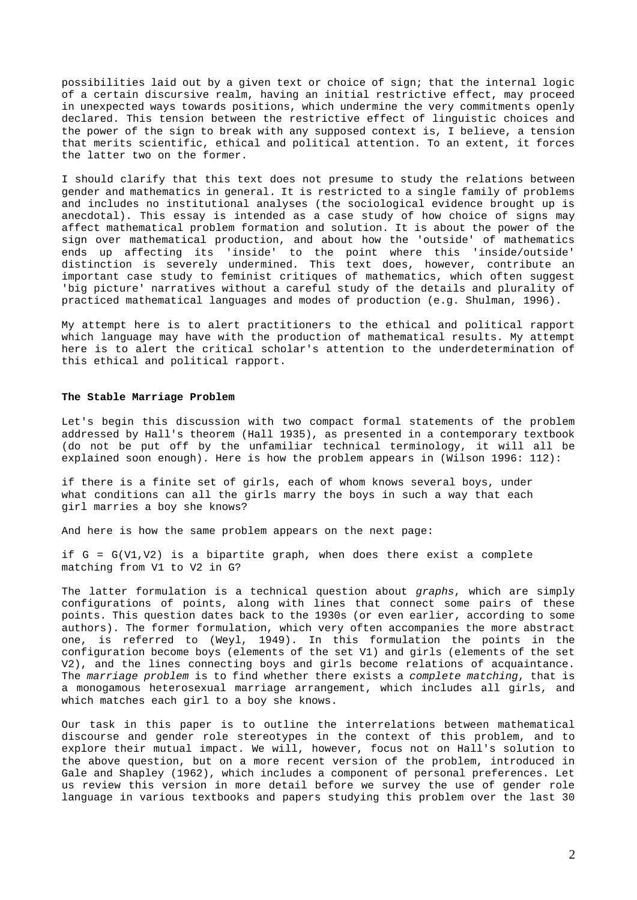possibilities laid out by a given text or choice of sign; that the internal logic of a certain discursive realm, having an initial restrictive effect, may proceed in unexpected ways towards positions, which undermine the very commitments openly declared. This tension between the restrictive effect of linguistic choices and the power of the sign to break with any supposed context is, I believe, a tension that merits scientific, ethical and political attention. To an extent, it forces the latter two on the former.

I should clarify that this text does not presume to study the relations between gender and mathematics in general. It is restricted to a single family of problems and includes no institutional analyses (the sociological evidence brought up is anecdotal). This essay is intended as a case study of how choice of signs may affect mathematical problem formation and solution. It is about the power of the sign over mathematical production, and about how the 'outside' of mathematics ends up affecting its 'inside' to the point where this 'inside/outside' distinction is severely undermined. This text does, however, contribute an important case study to feminist critiques of mathematics, which often suggest 'big picture' narratives without a careful study of the details and plurality of practiced mathematical languages and modes of production (e.g. Shulman, 1996).

My attempt here is to alert practitioners to the ethical and political rapport which language may have with the production of mathematical results. My attempt here is to alert the critical scholar's attention to the underdetermination of this ethical and political rapport.

**The Stable Marriage Problem**

Let's begin this discussion with two compact formal statements of the problem addressed by Hall's theorem (Hall 1935), as presented in a contemporary textbook (do not be put off by the unfamiliar technical terminology, it will all be explained soon enough). Here is how the problem appears in (Wilson 1996: 112):

if there is a finite set of girls, each of whom knows several boys, under what conditions can all the girls marry the boys in such a way that each girl marries a boy she knows?

And here is how the same problem appears on the next page:

if $G = G(V1,V2)$ is a bipartite graph, when does there exist a complete matching from V1 to V2 in G?

The latter formulation is a technical question about *graphs*, which are simply configurations of points, along with lines that connect some pairs of these points. This question dates back to the 1930s (or even earlier, according to some authors). The former formulation, which very often accompanies the more abstract one, is referred to (Weyl, 1949). In this formulation the points in the configuration become boys (elements of the set V1) and girls (elements of the set V2), and the lines connecting boys and girls become relations of acquaintance. The *marriage problem* is to find whether there exists a *complete matching*, that is a monogamous heterosexual marriage arrangement, which includes all girls, and which matches each girl to a boy she knows.

Our task in this paper is to outline the interrelations between mathematical discourse and gender role stereotypes in the context of this problem, and to explore their mutual impact. We will, however, focus not on Hall's solution to the above question, but on a more recent version of the problem, introduced in Gale and Shapley (1962), which includes a component of personal preferences. Let us review this version in more detail before we survey the use of gender role language in various textbooks and papers studying this problem over the last 30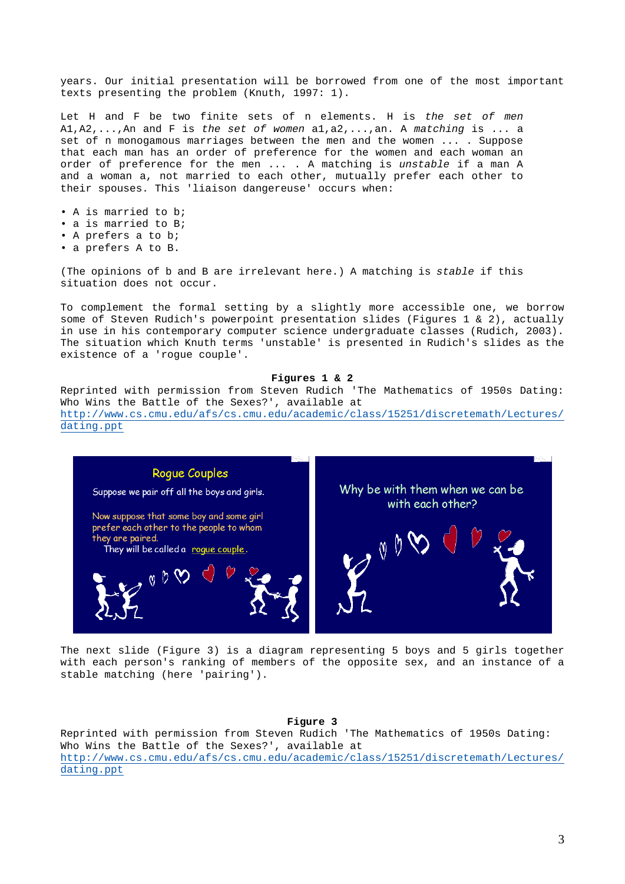years. Our initial presentation will be borrowed from one of the most important texts presenting the problem (Knuth, 1997: 1).

Let H and F be two finite sets of n elements. H is *the set of men* A1,A2,...,An and F is *the set of women* a1,a2,...,an. A *matching* is ... a set of n monogamous marriages between the men and the women ... . Suppose that each man has an order of preference for the women and each woman an order of preference for the men ... . A matching is *unstable* if a man A and a woman a, not married to each other, mutually prefer each other to their spouses. This 'liaison dangereuse' occurs when:

- A is married to b;
- a is married to B;
- A prefers a to b;
- a prefers A to B.

(The opinions of b and B are irrelevant here.) A matching is *stable* if this situation does not occur.

To complement the formal setting by a slightly more accessible one, we borrow some of Steven Rudich's powerpoint presentation slides (Figures 1 & 2), actually in use in his contemporary computer science undergraduate classes (Rudich, 2003). The situation which Knuth terms 'unstable' is presented in Rudich's slides as the existence of a 'rogue couple'.

**Figures 1 & 2**

Reprinted with permission from Steven Rudich 'The Mathematics of 1950s Dating: Who Wins the Battle of the Sexes?', available at http://www.cs.cmu.edu/afs/cs.cmu.edu/academic/class/15251/discretemath/Lectures/dating.ppt

The next slide (Figure 3) is a diagram representing 5 boys and 5 girls together with each person's ranking of members of the opposite sex, and an instance of a stable matching (here 'pairing').

**Figure 3**

Reprinted with permission from Steven Rudich 'The Mathematics of 1950s Dating: Who Wins the Battle of the Sexes?', available at http://www.cs.cmu.edu/afs/cs.cmu.edu/academic/class/15251/discretemath/Lectures/dating.ppt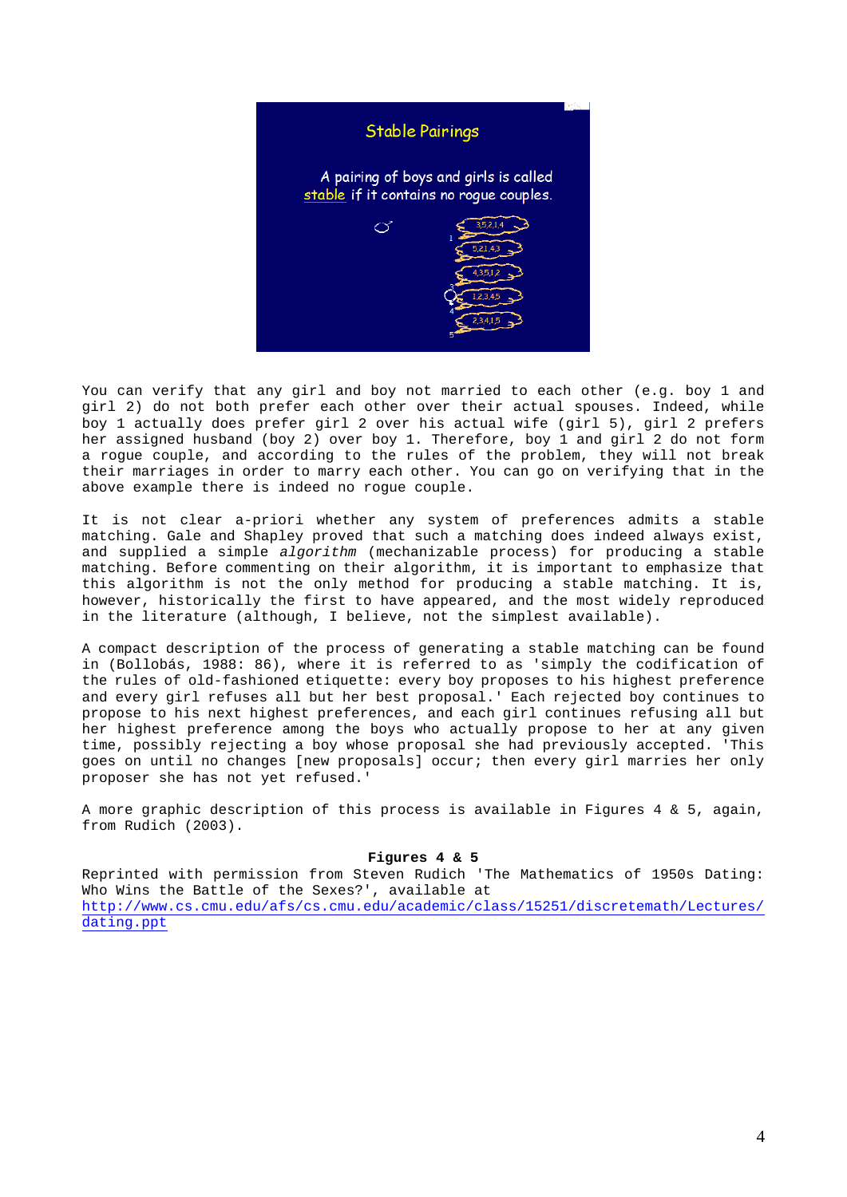You can verify that any girl and boy not married to each other (e.g. boy 1 and girl 2) do not both prefer each other over their actual spouses. Indeed, while boy 1 actually does prefer girl 2 over his actual wife (girl 5), girl 2 prefers her assigned husband (boy 2) over boy 1. Therefore, boy 1 and girl 2 do not form a rogue couple, and according to the rules of the problem, they will not break their marriages in order to marry each other. You can go on verifying that in the above example there is indeed no rogue couple.

It is not clear a-priori whether any system of preferences admits a stable matching. Gale and Shapley proved that such a matching does indeed always exist, and supplied a simple *algorithm* (mechanizable process) for producing a stable matching. Before commenting on their algorithm, it is important to emphasize that this algorithm is not the only method for producing a stable matching. It is, however, historically the first to have appeared, and the most widely reproduced in the literature (although, I believe, not the simplest available).

A compact description of the process of generating a stable matching can be found in (Bollobás, 1988: 86), where it is referred to as 'simply the codification of the rules of old-fashioned etiquette: every boy proposes to his highest preference and every girl refuses all but her best proposal.' Each rejected boy continues to propose to his next highest preferences, and each girl continues refusing all but her highest preference among the boys who actually propose to her at any given time, possibly rejecting a boy whose proposal she had previously accepted. 'This goes on until no changes [new proposals] occur; then every girl marries her only proposer she has not yet refused.'

A more graphic description of this process is available in Figures 4 & 5, again, from Rudich (2003).

**Figures 4 & 5**

Reprinted with permission from Steven Rudich 'The Mathematics of 1950s Dating: Who Wins the Battle of the Sexes?', available at http://www.cs.cmu.edu/afs/cs.cmu.edu/academic/class/15251/discretemath/Lectures/dating.ppt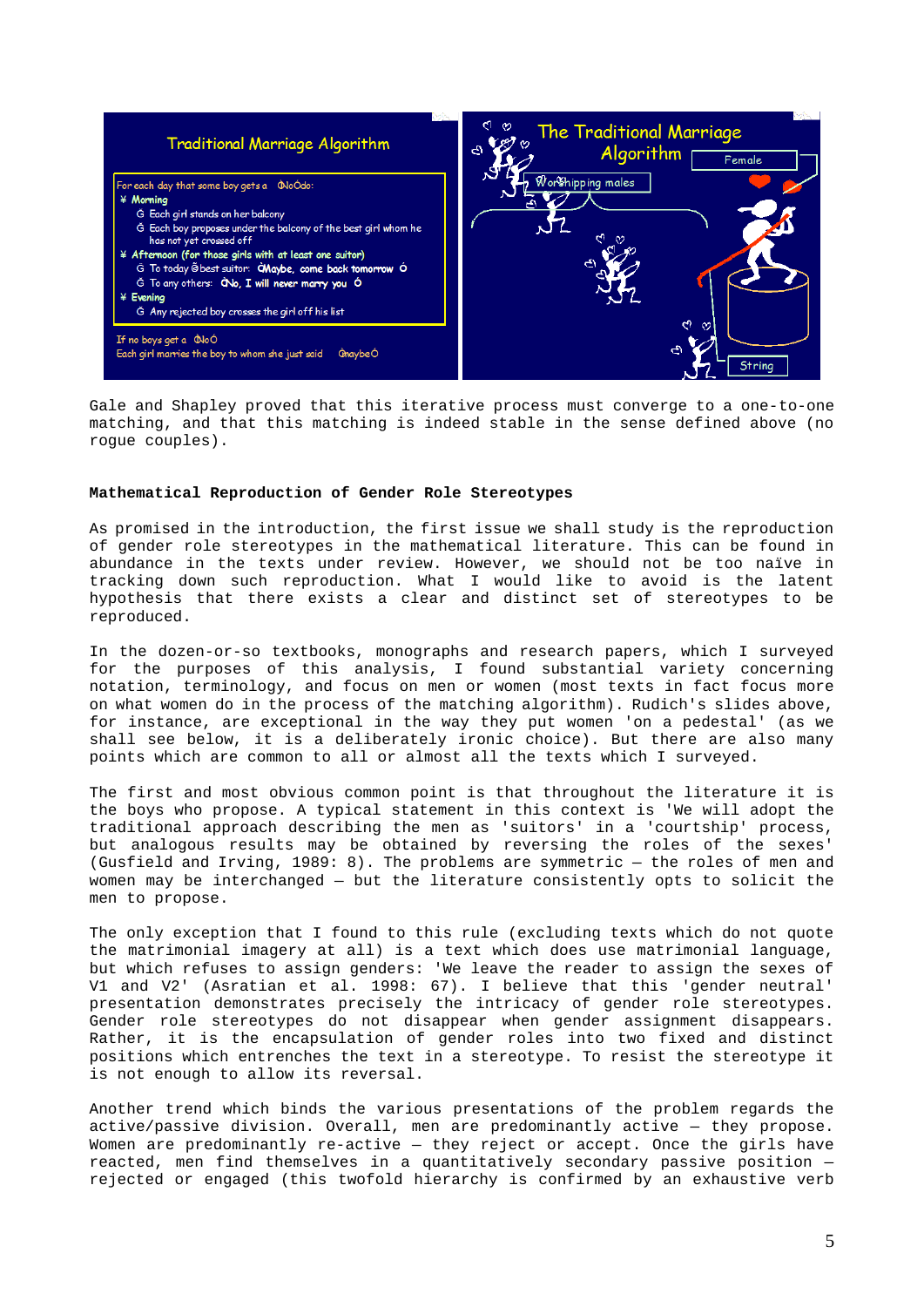Gale and Shapley proved that this iterative process must converge to a one-to-one matching, and that this matching is indeed stable in the sense defined above (no rogue couples).

**Mathematical Reproduction of Gender Role Stereotypes**

As promised in the introduction, the first issue we shall study is the reproduction of gender role stereotypes in the mathematical literature. This can be found in abundance in the texts under review. However, we should not be too naïve in tracking down such reproduction. What I would like to avoid is the latent hypothesis that there exists a clear and distinct set of stereotypes to be reproduced.

In the dozen-or-so textbooks, monographs and research papers, which I surveyed for the purposes of this analysis, I found substantial variety concerning notation, terminology, and focus on men or women (most texts in fact focus more on what women do in the process of the matching algorithm). Rudich's slides above, for instance, are exceptional in the way they put women 'on a pedestal' (as we shall see below, it is a deliberately ironic choice). But there are also many points which are common to all or almost all the texts which I surveyed.

The first and most obvious common point is that throughout the literature it is the boys who propose. A typical statement in this context is 'We will adopt the traditional approach describing the men as 'suitors' in a 'courtship' process, but analogous results may be obtained by reversing the roles of the sexes' (Gusfield and Irving, 1989: 8). The problems are symmetric – the roles of men and women may be interchanged – but the literature consistently opts to solicit the men to propose.

The only exception that I found to this rule (excluding texts which do not quote the matrimonial imagery at all) is a text which does use matrimonial language, but which refuses to assign genders: 'We leave the reader to assign the sexes of V1 and V2' (Asratian et al. 1998: 67). I believe that this 'gender neutral' presentation demonstrates precisely the intricacy of gender role stereotypes. Gender role stereotypes do not disappear when gender assignment disappears. Rather, it is the encapsulation of gender roles into two fixed and distinct positions which entrenches the text in a stereotype. To resist the stereotype it is not enough to allow its reversal.

Another trend which binds the various presentations of the problem regards the active/passive division. Overall, men are predominantly active – they propose. Women are predominantly re-active – they reject or accept. Once the girls have reacted, men find themselves in a quantitatively secondary passive position – rejected or engaged (this twofold hierarchy is confirmed by an exhaustive verb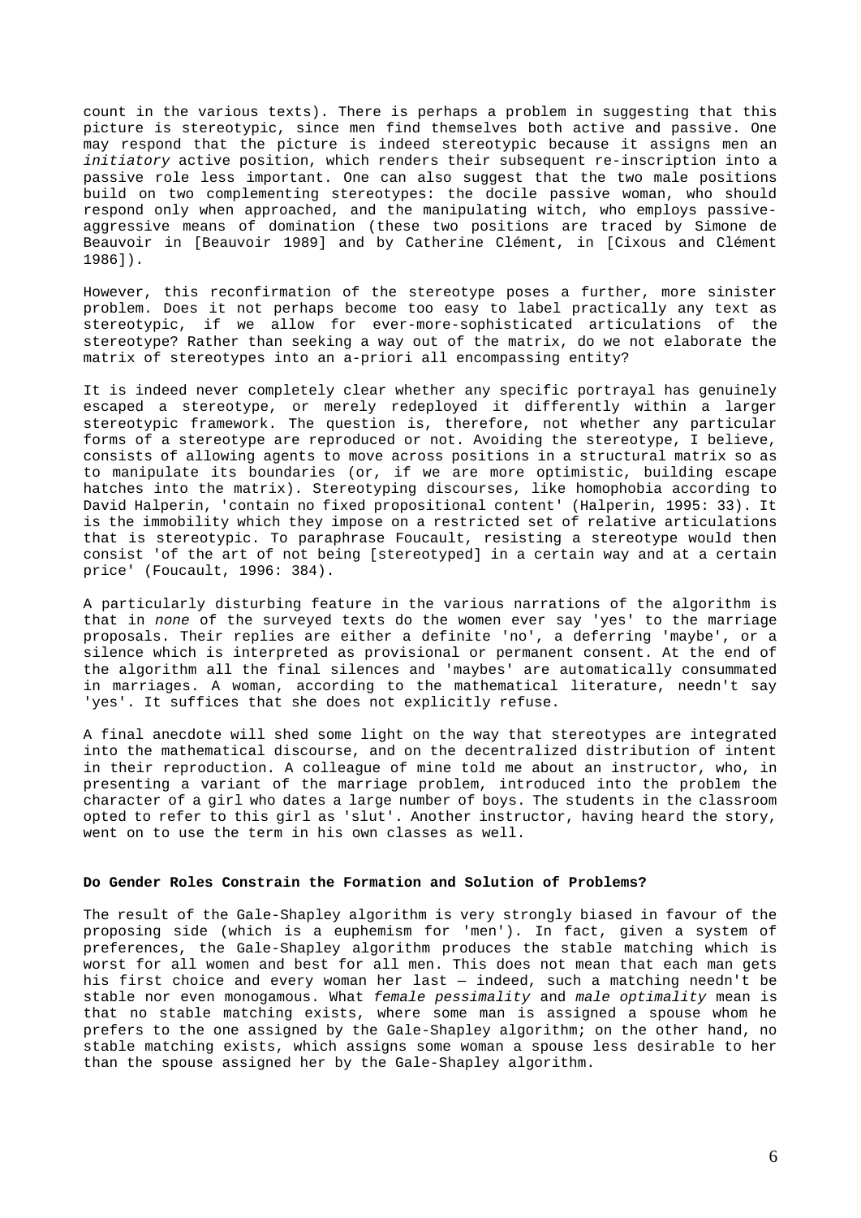count in the various texts). There is perhaps a problem in suggesting that this picture is stereotypic, since men find themselves both active and passive. One may respond that the picture is indeed stereotypic because it assigns men an *initiatory* active position, which renders their subsequent re-inscription into a passive role less important. One can also suggest that the two male positions build on two complementing stereotypes: the docile passive woman, who should respond only when approached, and the manipulating witch, who employs passive-aggressive means of domination (these two positions are traced by Simone de Beauvoir in [Beauvoir 1989] and by Catherine Clément, in [Cixous and Clément 1986]).

However, this reconfirmation of the stereotype poses a further, more sinister problem. Does it not perhaps become too easy to label practically any text as stereotypic, if we allow for ever-more-sophisticated articulations of the stereotype? Rather than seeking a way out of the matrix, do we not elaborate the matrix of stereotypes into an a-priori all encompassing entity?

It is indeed never completely clear whether any specific portrayal has genuinely escaped a stereotype, or merely redeployed it differently within a larger stereotypic framework. The question is, therefore, not whether any particular forms of a stereotype are reproduced or not. Avoiding the stereotype, I believe, consists of allowing agents to move across positions in a structural matrix so as to manipulate its boundaries (or, if we are more optimistic, building escape hatches into the matrix). Stereotyping discourses, like homophobia according to David Halperin, 'contain no fixed propositional content' (Halperin, 1995: 33). It is the immobility which they impose on a restricted set of relative articulations that is stereotypic. To paraphrase Foucault, resisting a stereotype would then consist 'of the art of not being [stereotyped] in a certain way and at a certain price' (Foucault, 1996: 384).

A particularly disturbing feature in the various narrations of the algorithm is that in *none* of the surveyed texts do the women ever say 'yes' to the marriage proposals. Their replies are either a definite 'no', a deferring 'maybe', or a silence which is interpreted as provisional or permanent consent. At the end of the algorithm all the final silences and 'maybes' are automatically consummated in marriages. A woman, according to the mathematical literature, needn't say 'yes'. It suffices that she does not explicitly refuse.

A final anecdote will shed some light on the way that stereotypes are integrated into the mathematical discourse, and on the decentralized distribution of intent in their reproduction. A colleague of mine told me about an instructor, who, in presenting a variant of the marriage problem, introduced into the problem the character of a girl who dates a large number of boys. The students in the classroom opted to refer to this girl as 'slut'. Another instructor, having heard the story, went on to use the term in his own classes as well.

**Do Gender Roles Constrain the Formation and Solution of Problems?**

The result of the Gale-Shapley algorithm is very strongly biased in favour of the proposing side (which is a euphemism for 'men'). In fact, given a system of preferences, the Gale-Shapley algorithm produces the stable matching which is worst for all women and best for all men. This does not mean that each man gets his first choice and every woman her last — indeed, such a matching needn't be stable nor even monogamous. What *female pessimality* and *male optimality* mean is that no stable matching exists, where some man is assigned a spouse whom he prefers to the one assigned by the Gale-Shapley algorithm; on the other hand, no stable matching exists, which assigns some woman a spouse less desirable to her than the spouse assigned her by the Gale-Shapley algorithm.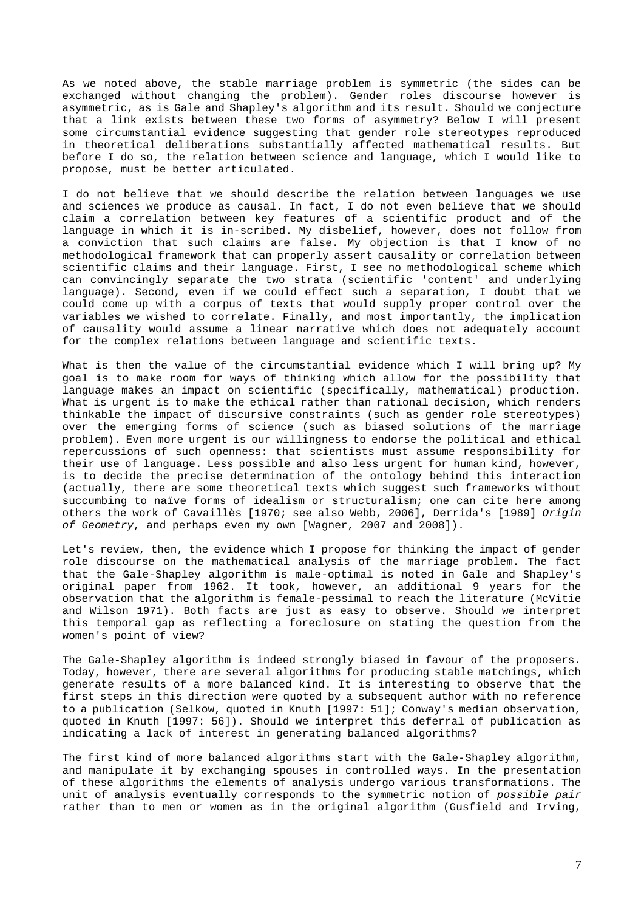As we noted above, the stable marriage problem is symmetric (the sides can be exchanged without changing the problem). Gender roles discourse however is asymmetric, as is Gale and Shapley's algorithm and its result. Should we conjecture that a link exists between these two forms of asymmetry? Below I will present some circumstantial evidence suggesting that gender role stereotypes reproduced in theoretical deliberations substantially affected mathematical results. But before I do so, the relation between science and language, which I would like to propose, must be better articulated.

I do not believe that we should describe the relation between languages we use and sciences we produce as causal. In fact, I do not even believe that we should claim a correlation between key features of a scientific product and of the language in which it is in-scribed. My disbelief, however, does not follow from a conviction that such claims are false. My objection is that I know of no methodological framework that can properly assert causality or correlation between scientific claims and their language. First, I see no methodological scheme which can convincingly separate the two strata (scientific 'content' and underlying language). Second, even if we could effect such a separation, I doubt that we could come up with a corpus of texts that would supply proper control over the variables we wished to correlate. Finally, and most importantly, the implication of causality would assume a linear narrative which does not adequately account for the complex relations between language and scientific texts.

What is then the value of the circumstantial evidence which I will bring up? My goal is to make room for ways of thinking which allow for the possibility that language makes an impact on scientific (specifically, mathematical) production. What is urgent is to make the ethical rather than rational decision, which renders thinkable the impact of discursive constraints (such as gender role stereotypes) over the emerging forms of science (such as biased solutions of the marriage problem). Even more urgent is our willingness to endorse the political and ethical repercussions of such openness: that scientists must assume responsibility for their use of language. Less possible and also less urgent for human kind, however, is to decide the precise determination of the ontology behind this interaction (actually, there are some theoretical texts which suggest such frameworks without succumbing to naïve forms of idealism or structuralism; one can cite here among others the work of Cavaillès [1970; see also Webb, 2006], Derrida's [1989] *Origin of Geometry*, and perhaps even my own [Wagner, 2007 and 2008]).

Let's review, then, the evidence which I propose for thinking the impact of gender role discourse on the mathematical analysis of the marriage problem. The fact that the Gale-Shapley algorithm is male-optimal is noted in Gale and Shapley's original paper from 1962. It took, however, an additional 9 years for the observation that the algorithm is female-pessimal to reach the literature (McVitie and Wilson 1971). Both facts are just as easy to observe. Should we interpret this temporal gap as reflecting a foreclosure on stating the question from the women's point of view?

The Gale-Shapley algorithm is indeed strongly biased in favour of the proposers. Today, however, there are several algorithms for producing stable matchings, which generate results of a more balanced kind. It is interesting to observe that the first steps in this direction were quoted by a subsequent author with no reference to a publication (Selkow, quoted in Knuth [1997: 51]; Conway's median observation, quoted in Knuth [1997: 56]). Should we interpret this deferral of publication as indicating a lack of interest in generating balanced algorithms?

The first kind of more balanced algorithms start with the Gale-Shapley algorithm, and manipulate it by exchanging spouses in controlled ways. In the presentation of these algorithms the elements of analysis undergo various transformations. The unit of analysis eventually corresponds to the symmetric notion of *possible pair* rather than to men or women as in the original algorithm (Gusfield and Irving,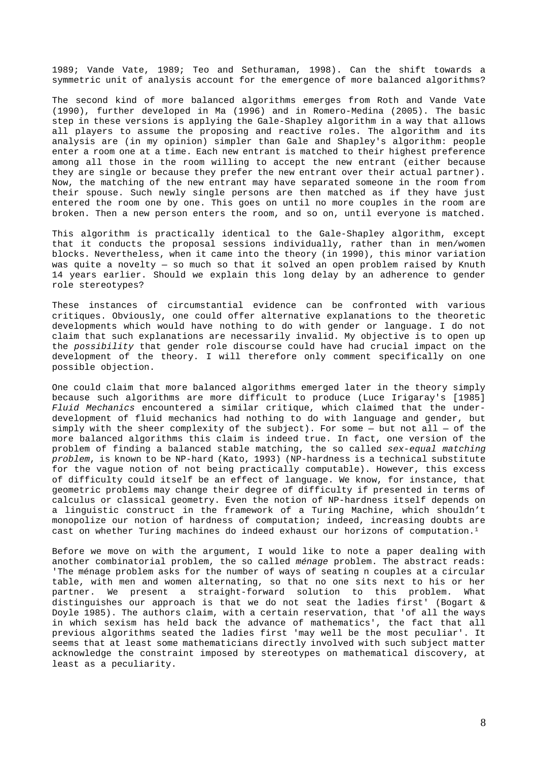1989; Vande Vate, 1989; Teo and Sethuraman, 1998). Can the shift towards a symmetric unit of analysis account for the emergence of more balanced algorithms?

The second kind of more balanced algorithms emerges from Roth and Vande Vate (1990), further developed in Ma (1996) and in Romero-Medina (2005). The basic step in these versions is applying the Gale-Shapley algorithm in a way that allows all players to assume the proposing and reactive roles. The algorithm and its analysis are (in my opinion) simpler than Gale and Shapley's algorithm: people enter a room one at a time. Each new entrant is matched to their highest preference among all those in the room willing to accept the new entrant (either because they are single or because they prefer the new entrant over their actual partner). Now, the matching of the new entrant may have separated someone in the room from their spouse. Such newly single persons are then matched as if they have just entered the room one by one. This goes on until no more couples in the room are broken. Then a new person enters the room, and so on, until everyone is matched.

This algorithm is practically identical to the Gale-Shapley algorithm, except that it conducts the proposal sessions individually, rather than in men/women blocks. Nevertheless, when it came into the theory (in 1990), this minor variation was quite a novelty — so much so that it solved an open problem raised by Knuth 14 years earlier. Should we explain this long delay by an adherence to gender role stereotypes?

These instances of circumstantial evidence can be confronted with various critiques. Obviously, one could offer alternative explanations to the theoretic developments which would have nothing to do with gender or language. I do not claim that such explanations are necessarily invalid. My objective is to open up the *possibility* that gender role discourse could have had crucial impact on the development of the theory. I will therefore only comment specifically on one possible objection.

One could claim that more balanced algorithms emerged later in the theory simply because such algorithms are more difficult to produce (Luce Irigaray's [1985] *Fluid Mechanics* encountered a similar critique, which claimed that the under-development of fluid mechanics had nothing to do with language and gender, but simply with the sheer complexity of the subject). For some — but not all — of the more balanced algorithms this claim is indeed true. In fact, one version of the problem of finding a balanced stable matching, the so called *sex-equal matching problem*, is known to be NP-hard (Kato, 1993) (NP-hardness is a technical substitute for the vague notion of not being practically computable). However, this excess of difficulty could itself be an effect of language. We know, for instance, that geometric problems may change their degree of difficulty if presented in terms of calculus or classical geometry. Even the notion of NP-hardness itself depends on a linguistic construct in the framework of a Turing Machine, which shouldn't monopolize our notion of hardness of computation; indeed, increasing doubts are cast on whether Turing machines do indeed exhaust our horizons of computation.[1]

Before we move on with the argument, I would like to note a paper dealing with another combinatorial problem, the so called *ménage* problem. The abstract reads: 'The ménage problem asks for the number of ways of seating n couples at a circular table, with men and women alternating, so that no one sits next to his or her partner. We present a straight-forward solution to this problem. What distinguishes our approach is that we do not seat the ladies first' (Bogart & Doyle 1985). The authors claim, with a certain reservation, that 'of all the ways in which sexism has held back the advance of mathematics', the fact that all previous algorithms seated the ladies first 'may well be the most peculiar'. It seems that at least some mathematicians directly involved with such subject matter acknowledge the constraint imposed by stereotypes on mathematical discovery, at least as a peculiarity.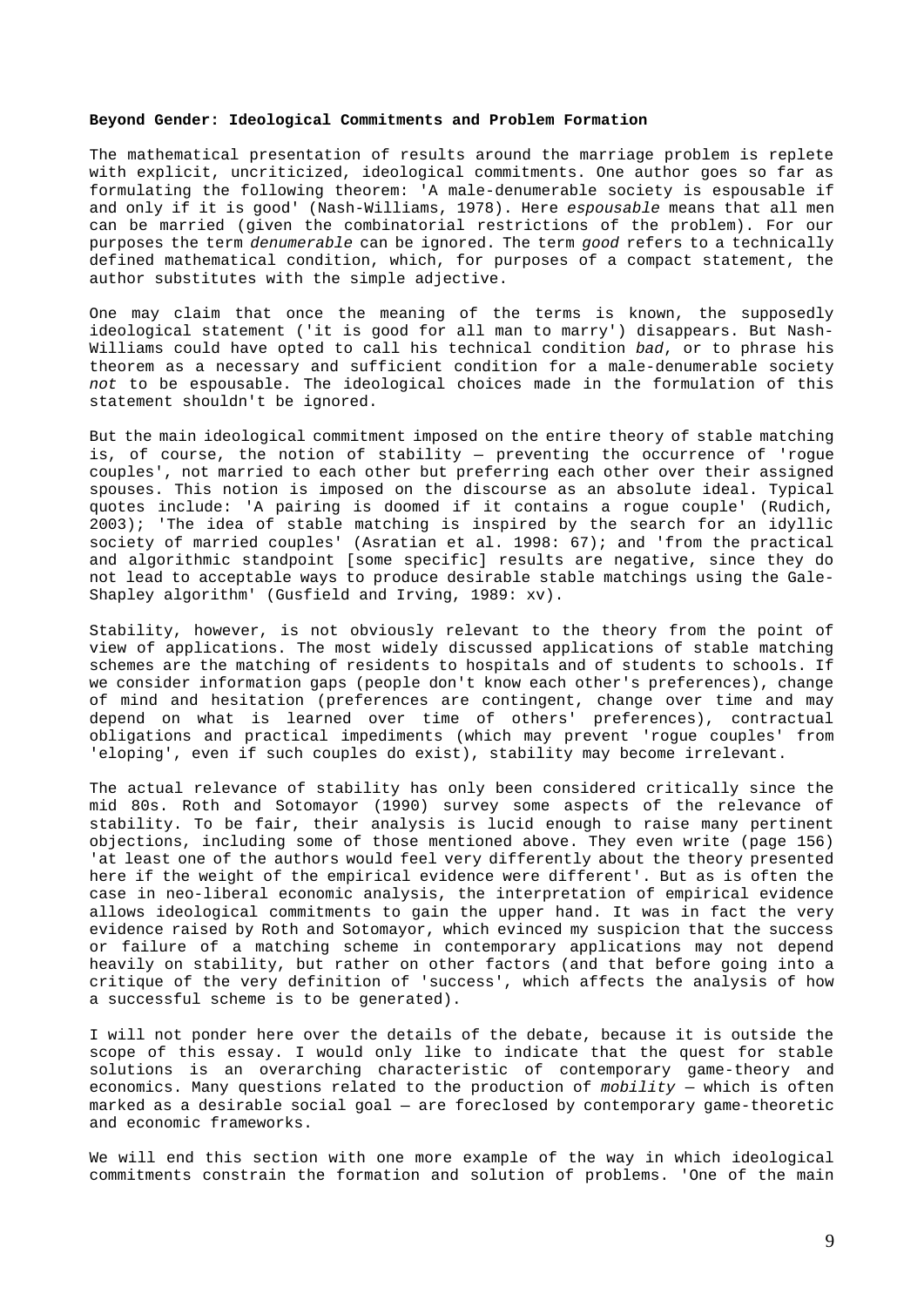**Beyond Gender: Ideological Commitments and Problem Formation**

The mathematical presentation of results around the marriage problem is replete with explicit, uncriticized, ideological commitments. One author goes so far as formulating the following theorem: 'A male-denumerable society is espousable if and only if it is good' (Nash-Williams, 1978). Here *espousable* means that all men can be married (given the combinatorial restrictions of the problem). For our purposes the term *denumerable* can be ignored. The term *good* refers to a technically defined mathematical condition, which, for purposes of a compact statement, the author substitutes with the simple adjective.

One may claim that once the meaning of the terms is known, the supposedly ideological statement ('it is good for all man to marry') disappears. But Nash-Williams could have opted to call his technical condition *bad*, or to phrase his theorem as a necessary and sufficient condition for a male-denumerable society *not* to be espousable. The ideological choices made in the formulation of this statement shouldn't be ignored.

But the main ideological commitment imposed on the entire theory of stable matching is, of course, the notion of stability — preventing the occurrence of 'rogue couples', not married to each other but preferring each other over their assigned spouses. This notion is imposed on the discourse as an absolute ideal. Typical quotes include: 'A pairing is doomed if it contains a rogue couple' (Rudich, 2003); 'The idea of stable matching is inspired by the search for an idyllic society of married couples' (Asratian et al. 1998: 67); and 'from the practical and algorithmic standpoint [some specific] results are negative, since they do not lead to acceptable ways to produce desirable stable matchings using the Gale-Shapley algorithm' (Gusfield and Irving, 1989: xv).

Stability, however, is not obviously relevant to the theory from the point of view of applications. The most widely discussed applications of stable matching schemes are the matching of residents to hospitals and of students to schools. If we consider information gaps (people don't know each other's preferences), change of mind and hesitation (preferences are contingent, change over time and may depend on what is learned over time of others' preferences), contractual obligations and practical impediments (which may prevent 'rogue couples' from 'eloping', even if such couples do exist), stability may become irrelevant.

The actual relevance of stability has only been considered critically since the mid 80s. Roth and Sotomayor (1990) survey some aspects of the relevance of stability. To be fair, their analysis is lucid enough to raise many pertinent objections, including some of those mentioned above. They even write (page 156) 'at least one of the authors would feel very differently about the theory presented here if the weight of the empirical evidence were different'. But as is often the case in neo-liberal economic analysis, the interpretation of empirical evidence allows ideological commitments to gain the upper hand. It was in fact the very evidence raised by Roth and Sotomayor, which evinced my suspicion that the success or failure of a matching scheme in contemporary applications may not depend heavily on stability, but rather on other factors (and that before going into a critique of the very definition of 'success', which affects the analysis of how a successful scheme is to be generated).

I will not ponder here over the details of the debate, because it is outside the scope of this essay. I would only like to indicate that the quest for stable solutions is an overarching characteristic of contemporary game-theory and economics. Many questions related to the production of *mobility* — which is often marked as a desirable social goal — are foreclosed by contemporary game-theoretic and economic frameworks.

We will end this section with one more example of the way in which ideological commitments constrain the formation and solution of problems. 'One of the main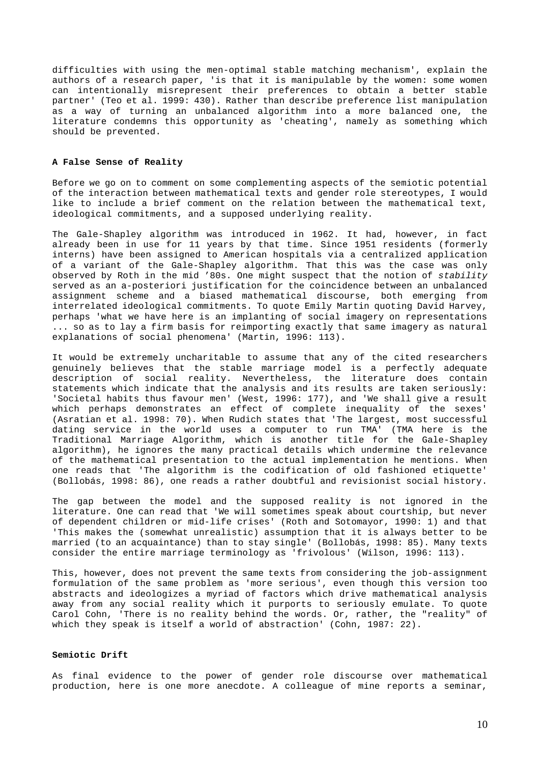difficulties with using the men-optimal stable matching mechanism', explain the authors of a research paper, 'is that it is manipulable by the women: some women can intentionally misrepresent their preferences to obtain a better stable partner' (Teo et al. 1999: 430). Rather than describe preference list manipulation as a way of turning an unbalanced algorithm into a more balanced one, the literature condemns this opportunity as 'cheating', namely as something which should be prevented.

**A False Sense of Reality**

Before we go on to comment on some complementing aspects of the semiotic potential of the interaction between mathematical texts and gender role stereotypes, I would like to include a brief comment on the relation between the mathematical text, ideological commitments, and a supposed underlying reality.

The Gale-Shapley algorithm was introduced in 1962. It had, however, in fact already been in use for 11 years by that time. Since 1951 residents (formerly interns) have been assigned to American hospitals via a centralized application of a variant of the Gale-Shapley algorithm. That this was the case was only observed by Roth in the mid ’80s. One might suspect that the notion of *stability* served as an a-posteriori justification for the coincidence between an unbalanced assignment scheme and a biased mathematical discourse, both emerging from interrelated ideological commitments. To quote Emily Martin quoting David Harvey, perhaps 'what we have here is an implanting of social imagery on representations ... so as to lay a firm basis for reimporting exactly that same imagery as natural explanations of social phenomena' (Martin, 1996: 113).

It would be extremely uncharitable to assume that any of the cited researchers genuinely believes that the stable marriage model is a perfectly adequate description of social reality. Nevertheless, the literature does contain statements which indicate that the analysis and its results are taken seriously: 'Societal habits thus favour men' (West, 1996: 177), and 'We shall give a result which perhaps demonstrates an effect of complete inequality of the sexes' (Asratian et al. 1998: 70). When Rudich states that 'The largest, most successful dating service in the world uses a computer to run TMA' (TMA here is the Traditional Marriage Algorithm, which is another title for the Gale-Shapley algorithm), he ignores the many practical details which undermine the relevance of the mathematical presentation to the actual implementation he mentions. When one reads that 'The algorithm is the codification of old fashioned etiquette' (Bollobás, 1998: 86), one reads a rather doubtful and revisionist social history.

The gap between the model and the supposed reality is not ignored in the literature. One can read that 'We will sometimes speak about courtship, but never of dependent children or mid-life crises' (Roth and Sotomayor, 1990: 1) and that 'This makes the (somewhat unrealistic) assumption that it is always better to be married (to an acquaintance) than to stay single' (Bollobás, 1998: 85). Many texts consider the entire marriage terminology as 'frivolous' (Wilson, 1996: 113).

This, however, does not prevent the same texts from considering the job-assignment formulation of the same problem as 'more serious', even though this version too abstracts and ideologizes a myriad of factors which drive mathematical analysis away from any social reality which it purports to seriously emulate. To quote Carol Cohn, 'There is no reality behind the words. Or, rather, the "reality" of which they speak is itself a world of abstraction' (Cohn, 1987: 22).

**Semiotic Drift**

As final evidence to the power of gender role discourse over mathematical production, here is one more anecdote. A colleague of mine reports a seminar,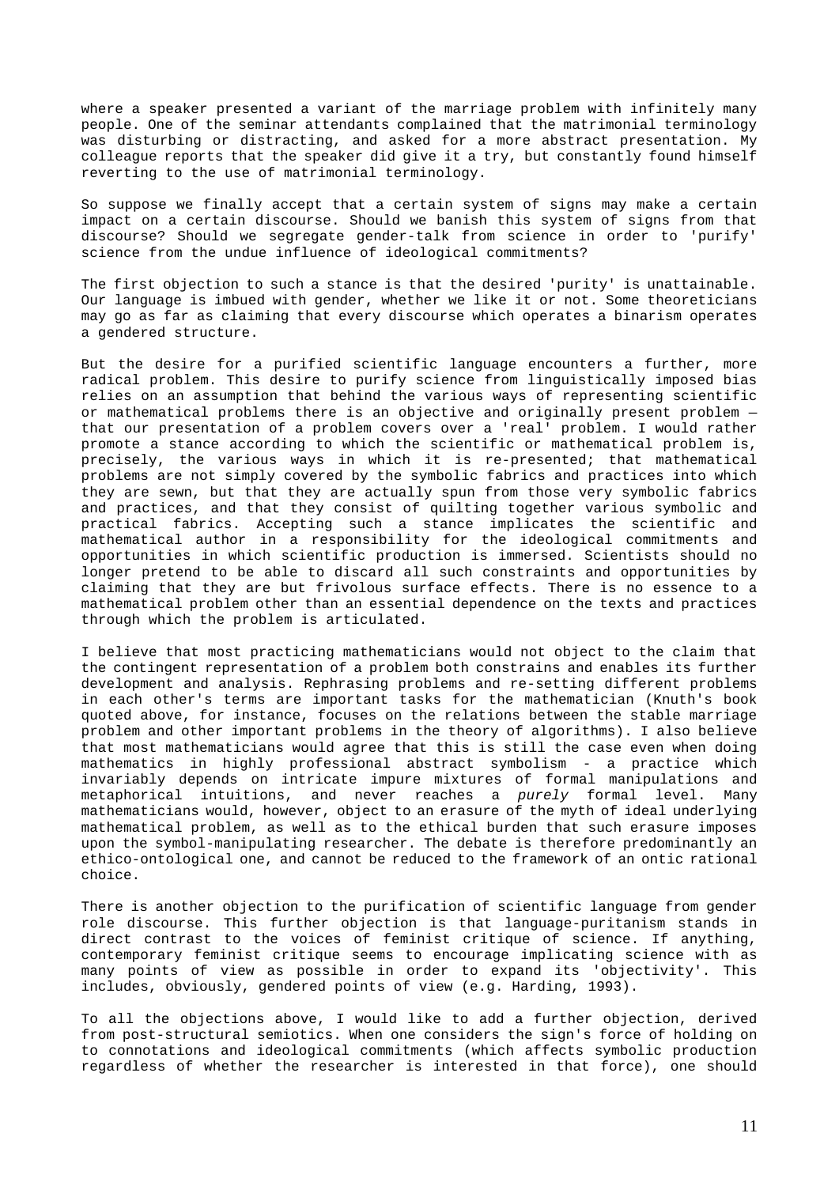where a speaker presented a variant of the marriage problem with infinitely many people. One of the seminar attendants complained that the matrimonial terminology was disturbing or distracting, and asked for a more abstract presentation. My colleague reports that the speaker did give it a try, but constantly found himself reverting to the use of matrimonial terminology.

So suppose we finally accept that a certain system of signs may make a certain impact on a certain discourse. Should we banish this system of signs from that discourse? Should we segregate gender-talk from science in order to 'purify' science from the undue influence of ideological commitments?

The first objection to such a stance is that the desired 'purity' is unattainable. Our language is imbued with gender, whether we like it or not. Some theoreticians may go as far as claiming that every discourse which operates a binarism operates a gendered structure.

But the desire for a purified scientific language encounters a further, more radical problem. This desire to purify science from linguistically imposed bias relies on an assumption that behind the various ways of representing scientific or mathematical problems there is an objective and originally present problem — that our presentation of a problem covers over a 'real' problem. I would rather promote a stance according to which the scientific or mathematical problem is, precisely, the various ways in which it is re-presented; that mathematical problems are not simply covered by the symbolic fabrics and practices into which they are sewn, but that they are actually spun from those very symbolic fabrics and practices, and that they consist of quilting together various symbolic and practical fabrics. Accepting such a stance implicates the scientific and mathematical author in a responsibility for the ideological commitments and opportunities in which scientific production is immersed. Scientists should no longer pretend to be able to discard all such constraints and opportunities by claiming that they are but frivolous surface effects. There is no essence to a mathematical problem other than an essential dependence on the texts and practices through which the problem is articulated.

I believe that most practicing mathematicians would not object to the claim that the contingent representation of a problem both constrains and enables its further development and analysis. Rephrasing problems and re-setting different problems in each other's terms are important tasks for the mathematician (Knuth's book quoted above, for instance, focuses on the relations between the stable marriage problem and other important problems in the theory of algorithms). I also believe that most mathematicians would agree that this is still the case even when doing mathematics in highly professional abstract symbolism - a practice which invariably depends on intricate impure mixtures of formal manipulations and metaphorical intuitions, and never reaches a *purely* formal level. Many mathematicians would, however, object to an erasure of the myth of ideal underlying mathematical problem, as well as to the ethical burden that such erasure imposes upon the symbol-manipulating researcher. The debate is therefore predominantly an ethico-ontological one, and cannot be reduced to the framework of an ontic rational choice.

There is another objection to the purification of scientific language from gender role discourse. This further objection is that language-puritanism stands in direct contrast to the voices of feminist critique of science. If anything, contemporary feminist critique seems to encourage implicating science with as many points of view as possible in order to expand its 'objectivity'. This includes, obviously, gendered points of view (e.g. Harding, 1993).

To all the objections above, I would like to add a further objection, derived from post-structural semiotics. When one considers the sign's force of holding on to connotations and ideological commitments (which affects symbolic production regardless of whether the researcher is interested in that force), one should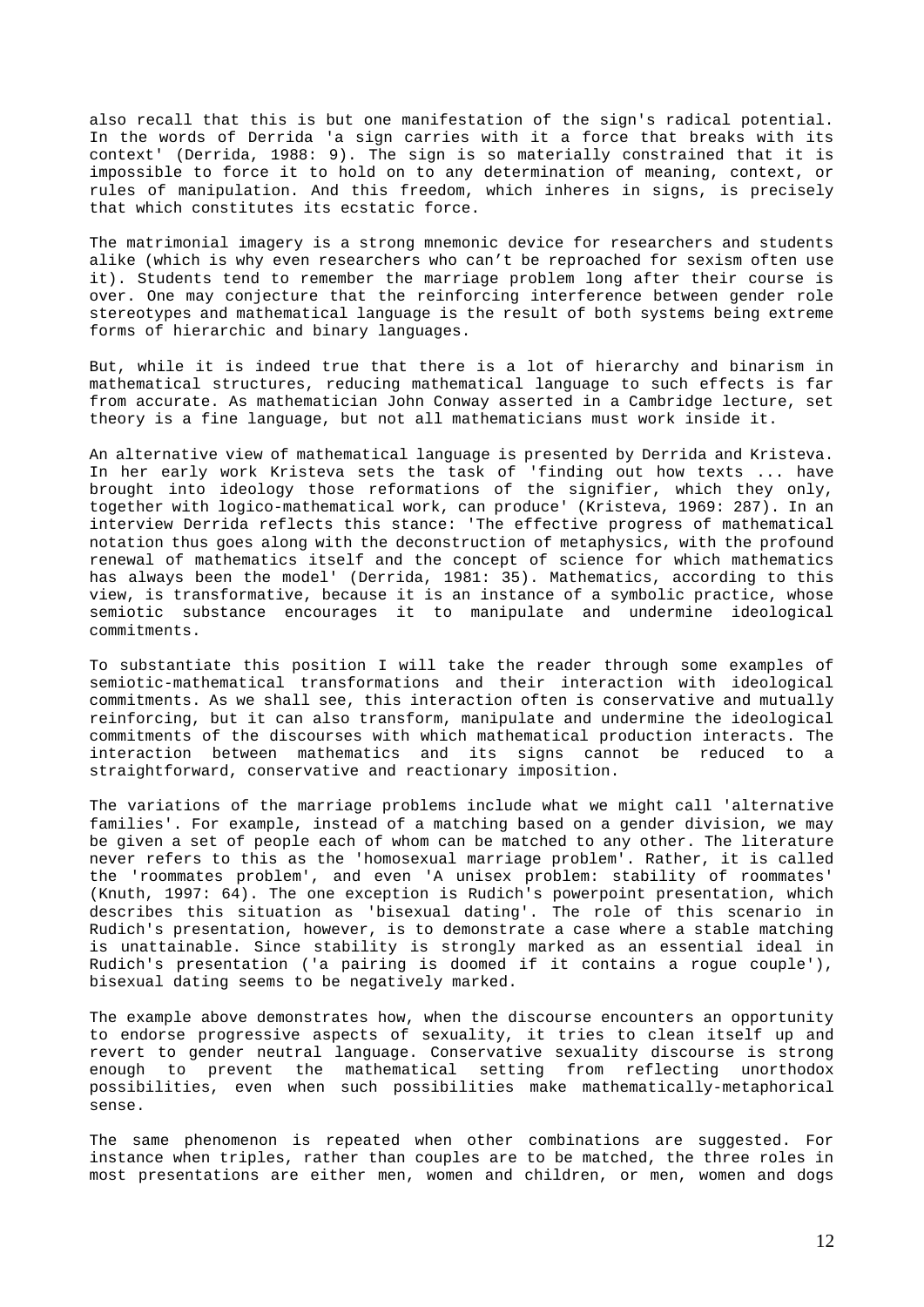also recall that this is but one manifestation of the sign's radical potential. In the words of Derrida 'a sign carries with it a force that breaks with its context' (Derrida, 1988: 9). The sign is so materially constrained that it is impossible to force it to hold on to any determination of meaning, context, or rules of manipulation. And this freedom, which inheres in signs, is precisely that which constitutes its ecstatic force.

The matrimonial imagery is a strong mnemonic device for researchers and students alike (which is why even researchers who can't be reproached for sexism often use it). Students tend to remember the marriage problem long after their course is over. One may conjecture that the reinforcing interference between gender role stereotypes and mathematical language is the result of both systems being extreme forms of hierarchic and binary languages.

But, while it is indeed true that there is a lot of hierarchy and binarism in mathematical structures, reducing mathematical language to such effects is far from accurate. As mathematician John Conway asserted in a Cambridge lecture, set theory is a fine language, but not all mathematicians must work inside it.

An alternative view of mathematical language is presented by Derrida and Kristeva. In her early work Kristeva sets the task of 'finding out how texts ... have brought into ideology those reformations of the signifier, which they only, together with logico-mathematical work, can produce' (Kristeva, 1969: 287). In an interview Derrida reflects this stance: 'The effective progress of mathematical notation thus goes along with the deconstruction of metaphysics, with the profound renewal of mathematics itself and the concept of science for which mathematics has always been the model' (Derrida, 1981: 35). Mathematics, according to this view, is transformative, because it is an instance of a symbolic practice, whose semiotic substance encourages it to manipulate and undermine ideological commitments.

To substantiate this position I will take the reader through some examples of semiotic-mathematical transformations and their interaction with ideological commitments. As we shall see, this interaction often is conservative and mutually reinforcing, but it can also transform, manipulate and undermine the ideological commitments of the discourses with which mathematical production interacts. The interaction between mathematics and its signs cannot be reduced to a straightforward, conservative and reactionary imposition.

The variations of the marriage problems include what we might call 'alternative families'. For example, instead of a matching based on a gender division, we may be given a set of people each of whom can be matched to any other. The literature never refers to this as the 'homosexual marriage problem'. Rather, it is called the 'roommates problem', and even 'A unisex problem: stability of roommates' (Knuth, 1997: 64). The one exception is Rudich's powerpoint presentation, which describes this situation as 'bisexual dating'. The role of this scenario in Rudich's presentation, however, is to demonstrate a case where a stable matching is unattainable. Since stability is strongly marked as an essential ideal in Rudich's presentation ('a pairing is doomed if it contains a rogue couple'), bisexual dating seems to be negatively marked.

The example above demonstrates how, when the discourse encounters an opportunity to endorse progressive aspects of sexuality, it tries to clean itself up and revert to gender neutral language. Conservative sexuality discourse is strong enough to prevent the mathematical setting from reflecting unorthodox possibilities, even when such possibilities make mathematically-metaphorical sense.

The same phenomenon is repeated when other combinations are suggested. For instance when triples, rather than couples are to be matched, the three roles in most presentations are either men, women and children, or men, women and dogs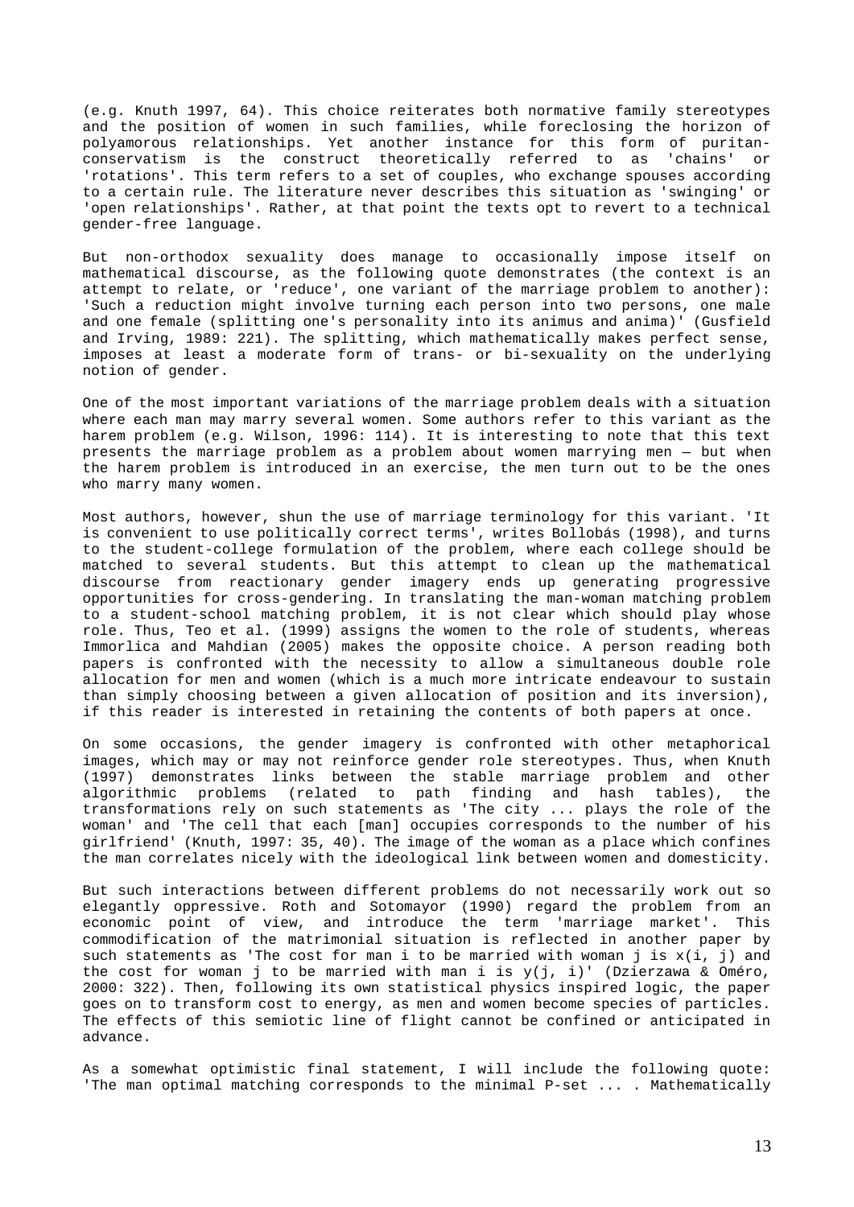(e.g. Knuth 1997, 64). This choice reiterates both normative family stereotypes and the position of women in such families, while foreclosing the horizon of polyamorous relationships. Yet another instance for this form of puritan-conservatism is the construct theoretically referred to as 'chains' or 'rotations'. This term refers to a set of couples, who exchange spouses according to a certain rule. The literature never describes this situation as 'swinging' or 'open relationships'. Rather, at that point the texts opt to revert to a technical gender-free language.

But non-orthodox sexuality does manage to occasionally impose itself on mathematical discourse, as the following quote demonstrates (the context is an attempt to relate, or 'reduce', one variant of the marriage problem to another): 'Such a reduction might involve turning each person into two persons, one male and one female (splitting one's personality into its animus and anima)' (Gusfield and Irving, 1989: 221). The splitting, which mathematically makes perfect sense, imposes at least a moderate form of trans- or bi-sexuality on the underlying notion of gender.

One of the most important variations of the marriage problem deals with a situation where each man may marry several women. Some authors refer to this variant as the harem problem (e.g. Wilson, 1996: 114). It is interesting to note that this text presents the marriage problem as a problem about women marrying men — but when the harem problem is introduced in an exercise, the men turn out to be the ones who marry many women.

Most authors, however, shun the use of marriage terminology for this variant. 'It is convenient to use politically correct terms', writes Bollobás (1998), and turns to the student-college formulation of the problem, where each college should be matched to several students. But this attempt to clean up the mathematical discourse from reactionary gender imagery ends up generating progressive opportunities for cross-gendering. In translating the man-woman matching problem to a student-school matching problem, it is not clear which should play whose role. Thus, Teo et al. (1999) assigns the women to the role of students, whereas Immorlica and Mahdian (2005) makes the opposite choice. A person reading both papers is confronted with the necessity to allow a simultaneous double role allocation for men and women (which is a much more intricate endeavour to sustain than simply choosing between a given allocation of position and its inversion), if this reader is interested in retaining the contents of both papers at once.

On some occasions, the gender imagery is confronted with other metaphorical images, which may or may not reinforce gender role stereotypes. Thus, when Knuth (1997) demonstrates links between the stable marriage problem and other algorithmic problems (related to path finding and hash tables), the transformations rely on such statements as 'The city ... plays the role of the woman' and 'The cell that each [man] occupies corresponds to the number of his girlfriend' (Knuth, 1997: 35, 40). The image of the woman as a place which confines the man correlates nicely with the ideological link between women and domesticity.

But such interactions between different problems do not necessarily work out so elegantly oppressive. Roth and Sotomayor (1990) regard the problem from an economic point of view, and introduce the term 'marriage market'. This commodification of the matrimonial situation is reflected in another paper by such statements as 'The cost for man $i$ to be married with woman $j$ is $x(i, j)$ and the cost for woman $j$ to be married with man $i$ is $y(j, i)$' (Dzierzawa & Oméro, 2000: 322). Then, following its own statistical physics inspired logic, the paper goes on to transform cost to energy, as men and women become species of particles. The effects of this semiotic line of flight cannot be confined or anticipated in advance.

As a somewhat optimistic final statement, I will include the following quote: 'The man optimal matching corresponds to the minimal P-set ... . Mathematically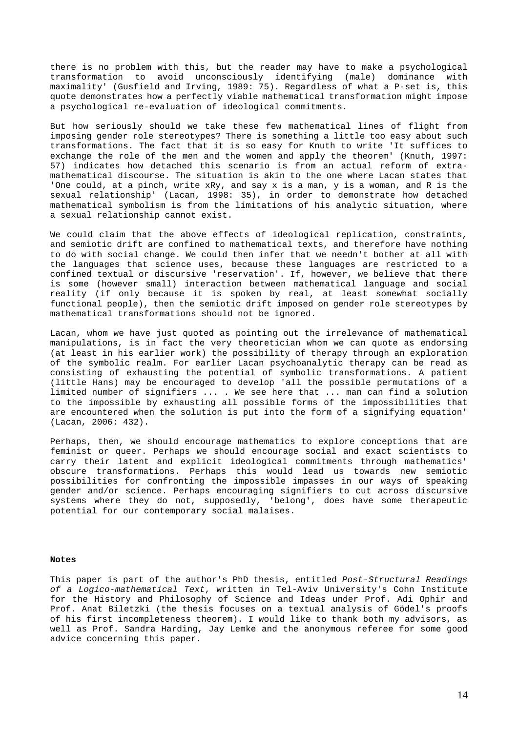there is no problem with this, but the reader may have to make a psychological transformation to avoid unconsciously identifying (male) dominance with maximality' (Gusfield and Irving, 1989: 75). Regardless of what a P-set is, this quote demonstrates how a perfectly viable mathematical transformation might impose a psychological re-evaluation of ideological commitments.

But how seriously should we take these few mathematical lines of flight from imposing gender role stereotypes? There is something a little too easy about such transformations. The fact that it is so easy for Knuth to write 'It suffices to exchange the role of the men and the women and apply the theorem' (Knuth, 1997: 57) indicates how detached this scenario is from an actual reform of extra-mathematical discourse. The situation is akin to the one where Lacan states that 'One could, at a pinch, write xRy, and say x is a man, y is a woman, and R is the sexual relationship' (Lacan, 1998: 35), in order to demonstrate how detached mathematical symbolism is from the limitations of his analytic situation, where a sexual relationship cannot exist.

We could claim that the above effects of ideological replication, constraints, and semiotic drift are confined to mathematical texts, and therefore have nothing to do with social change. We could then infer that we needn't bother at all with the languages that science uses, because these languages are restricted to a confined textual or discursive 'reservation'. If, however, we believe that there is some (however small) interaction between mathematical language and social reality (if only because it is spoken by real, at least somewhat socially functional people), then the semiotic drift imposed on gender role stereotypes by mathematical transformations should not be ignored.

Lacan, whom we have just quoted as pointing out the irrelevance of mathematical manipulations, is in fact the very theoretician whom we can quote as endorsing (at least in his earlier work) the possibility of therapy through an exploration of the symbolic realm. For earlier Lacan psychoanalytic therapy can be read as consisting of exhausting the potential of symbolic transformations. A patient (little Hans) may be encouraged to develop 'all the possible permutations of a limited number of signifiers ... . We see here that ... man can find a solution to the impossible by exhausting all possible forms of the impossibilities that are encountered when the solution is put into the form of a signifying equation' (Lacan, 2006: 432).

Perhaps, then, we should encourage mathematics to explore conceptions that are feminist or queer. Perhaps we should encourage social and exact scientists to carry their latent and explicit ideological commitments through mathematics' obscure transformations. Perhaps this would lead us towards new semiotic possibilities for confronting the impossible impasses in our ways of speaking gender and/or science. Perhaps encouraging signifiers to cut across discursive systems where they do not, supposedly, 'belong', does have some therapeutic potential for our contemporary social malaises.

**Notes**

This paper is part of the author's PhD thesis, entitled *Post-Structural Readings of a Logico-mathematical Text*, written in Tel-Aviv University's Cohn Institute for the History and Philosophy of Science and Ideas under Prof. Adi Ophir and Prof. Anat Biletzki (the thesis focuses on a textual analysis of Gödel's proofs of his first incompleteness theorem). I would like to thank both my advisors, as well as Prof. Sandra Harding, Jay Lemke and the anonymous referee for some good advice concerning this paper.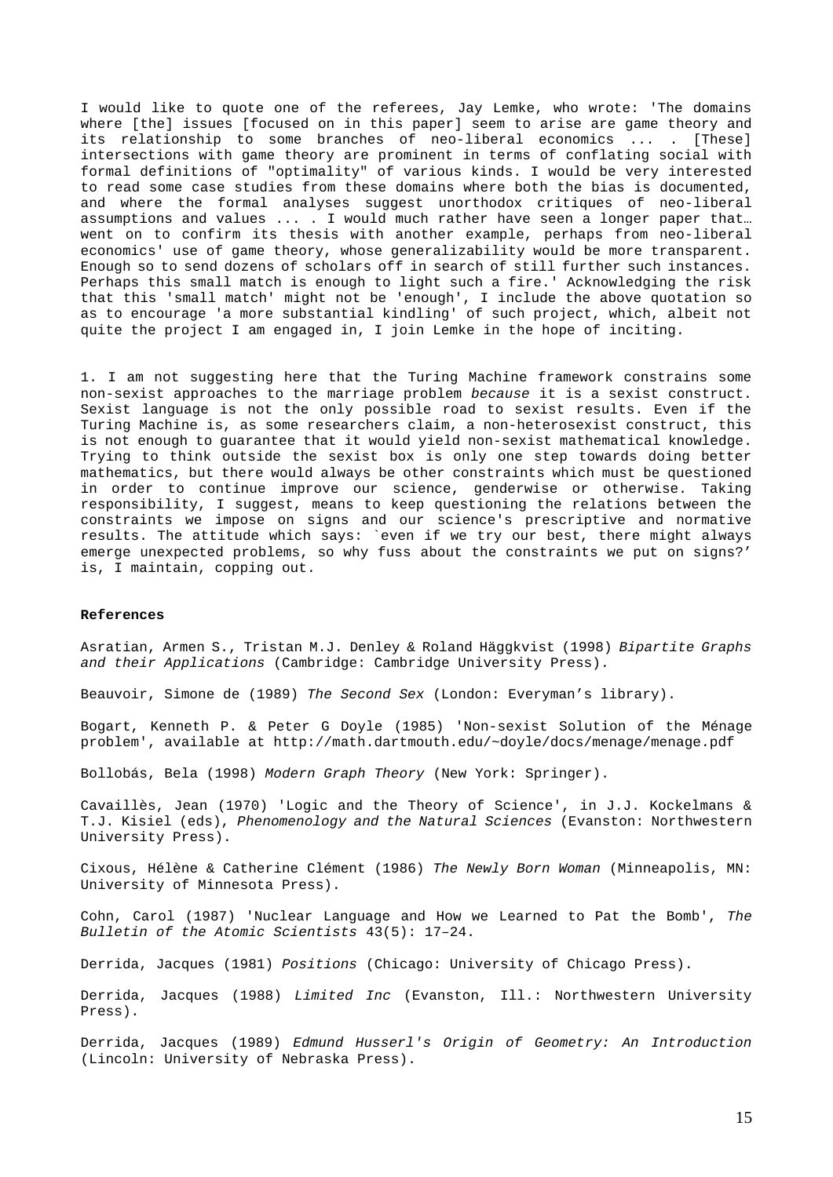I would like to quote one of the referees, Jay Lemke, who wrote: 'The domains where [the] issues [focused on in this paper] seem to arise are game theory and its relationship to some branches of neo-liberal economics ... . [These] intersections with game theory are prominent in terms of conflating social with formal definitions of "optimality" of various kinds. I would be very interested to read some case studies from these domains where both the bias is documented, and where the formal analyses suggest unorthodox critiques of neo-liberal assumptions and values ... . I would much rather have seen a longer paper that… went on to confirm its thesis with another example, perhaps from neo-liberal economics' use of game theory, whose generalizability would be more transparent. Enough so to send dozens of scholars off in search of still further such instances. Perhaps this small match is enough to light such a fire.' Acknowledging the risk that this 'small match' might not be 'enough', I include the above quotation so as to encourage 'a more substantial kindling' of such project, which, albeit not quite the project I am engaged in, I join Lemke in the hope of inciting.

1. I am not suggesting here that the Turing Machine framework constrains some non-sexist approaches to the marriage problem *because* it is a sexist construct. Sexist language is not the only possible road to sexist results. Even if the Turing Machine is, as some researchers claim, a non-heterosexist construct, this is not enough to guarantee that it would yield non-sexist mathematical knowledge. Trying to think outside the sexist box is only one step towards doing better mathematics, but there would always be other constraints which must be questioned in order to continue improve our science, genderwise or otherwise. Taking responsibility, I suggest, means to keep questioning the relations between the constraints we impose on signs and our science's prescriptive and normative results. The attitude which says: `even if we try our best, there might always emerge unexpected problems, so why fuss about the constraints we put on signs?' is, I maintain, copping out.

**References**

Asratian, Armen S., Tristan M.J. Denley & Roland Häggkvist (1998) *Bipartite Graphs and their Applications* (Cambridge: Cambridge University Press).

Beauvoir, Simone de (1989) *The Second Sex* (London: Everyman's library).

Bogart, Kenneth P. & Peter G Doyle (1985) 'Non-sexist Solution of the Ménage problem', available at http://math.dartmouth.edu/~doyle/docs/menage/menage.pdf

Bollobás, Bela (1998) *Modern Graph Theory* (New York: Springer).

Cavaillès, Jean (1970) 'Logic and the Theory of Science', in J.J. Kockelmans & T.J. Kisiel (eds), *Phenomenology and the Natural Sciences* (Evanston: Northwestern University Press).

Cixous, Hélène & Catherine Clément (1986) *The Newly Born Woman* (Minneapolis, MN: University of Minnesota Press).

Cohn, Carol (1987) 'Nuclear Language and How we Learned to Pat the Bomb', *The Bulletin of the Atomic Scientists* 43(5): 17–24.

Derrida, Jacques (1981) *Positions* (Chicago: University of Chicago Press).

Derrida, Jacques (1988) *Limited Inc* (Evanston, Ill.: Northwestern University Press).

Derrida, Jacques (1989) *Edmund Husserl's Origin of Geometry: An Introduction* (Lincoln: University of Nebraska Press).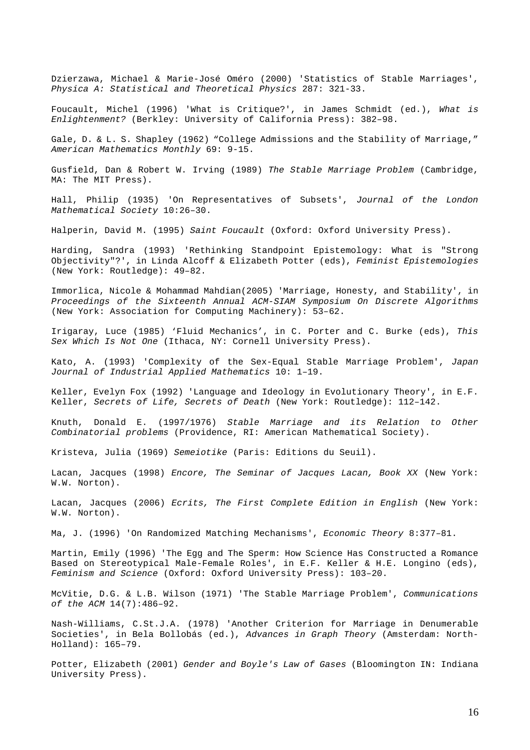Dzierzawa, Michael & Marie-José Oméro (2000) 'Statistics of Stable Marriages', *Physica A: Statistical and Theoretical Physics* 287: 321-33.

Foucault, Michel (1996) 'What is Critique?', in James Schmidt (ed.), *What is Enlightenment?* (Berkley: University of California Press): 382–98.

Gale, D. & L. S. Shapley (1962) "College Admissions and the Stability of Marriage," *American Mathematics Monthly* 69: 9-15.

Gusfield, Dan & Robert W. Irving (1989) *The Stable Marriage Problem* (Cambridge, MA: The MIT Press).

Hall, Philip (1935) 'On Representatives of Subsets', *Journal of the London Mathematical Society* 10:26–30.

Halperin, David M. (1995) *Saint Foucault* (Oxford: Oxford University Press).

Harding, Sandra (1993) 'Rethinking Standpoint Epistemology: What is "Strong Objectivity"?', in Linda Alcoff & Elizabeth Potter (eds), *Feminist Epistemologies* (New York: Routledge): 49–82.

Immorlica, Nicole & Mohammad Mahdian(2005) 'Marriage, Honesty, and Stability', in *Proceedings of the Sixteenth Annual ACM-SIAM Symposium On Discrete Algorithms* (New York: Association for Computing Machinery): 53–62.

Irigaray, Luce (1985) 'Fluid Mechanics', in C. Porter and C. Burke (eds), *This Sex Which Is Not One* (Ithaca, NY: Cornell University Press).

Kato, A. (1993) 'Complexity of the Sex-Equal Stable Marriage Problem', *Japan Journal of Industrial Applied Mathematics* 10: 1–19.

Keller, Evelyn Fox (1992) 'Language and Ideology in Evolutionary Theory', in E.F. Keller, *Secrets of Life, Secrets of Death* (New York: Routledge): 112–142.

Knuth, Donald E. (1997/1976) *Stable Marriage and its Relation to Other Combinatorial problems* (Providence, RI: American Mathematical Society).

Kristeva, Julia (1969) *Semeiotike* (Paris: Editions du Seuil).

Lacan, Jacques (1998) *Encore, The Seminar of Jacques Lacan, Book XX* (New York: W.W. Norton).

Lacan, Jacques (2006) *Ecrits, The First Complete Edition in English* (New York: W.W. Norton).

Ma, J. (1996) 'On Randomized Matching Mechanisms', *Economic Theory* 8:377–81.

Martin, Emily (1996) 'The Egg and The Sperm: How Science Has Constructed a Romance Based on Stereotypical Male-Female Roles', in E.F. Keller & H.E. Longino (eds), *Feminism and Science* (Oxford: Oxford University Press): 103–20.

McVitie, D.G. & L.B. Wilson (1971) 'The Stable Marriage Problem', *Communications of the ACM* 14(7):486–92.

Nash-Williams, C.St.J.A. (1978) 'Another Criterion for Marriage in Denumerable Societies', in Bela Bollobás (ed.), *Advances in Graph Theory* (Amsterdam: North-Holland): 165–79.

Potter, Elizabeth (2001) *Gender and Boyle's Law of Gases* (Bloomington IN: Indiana University Press).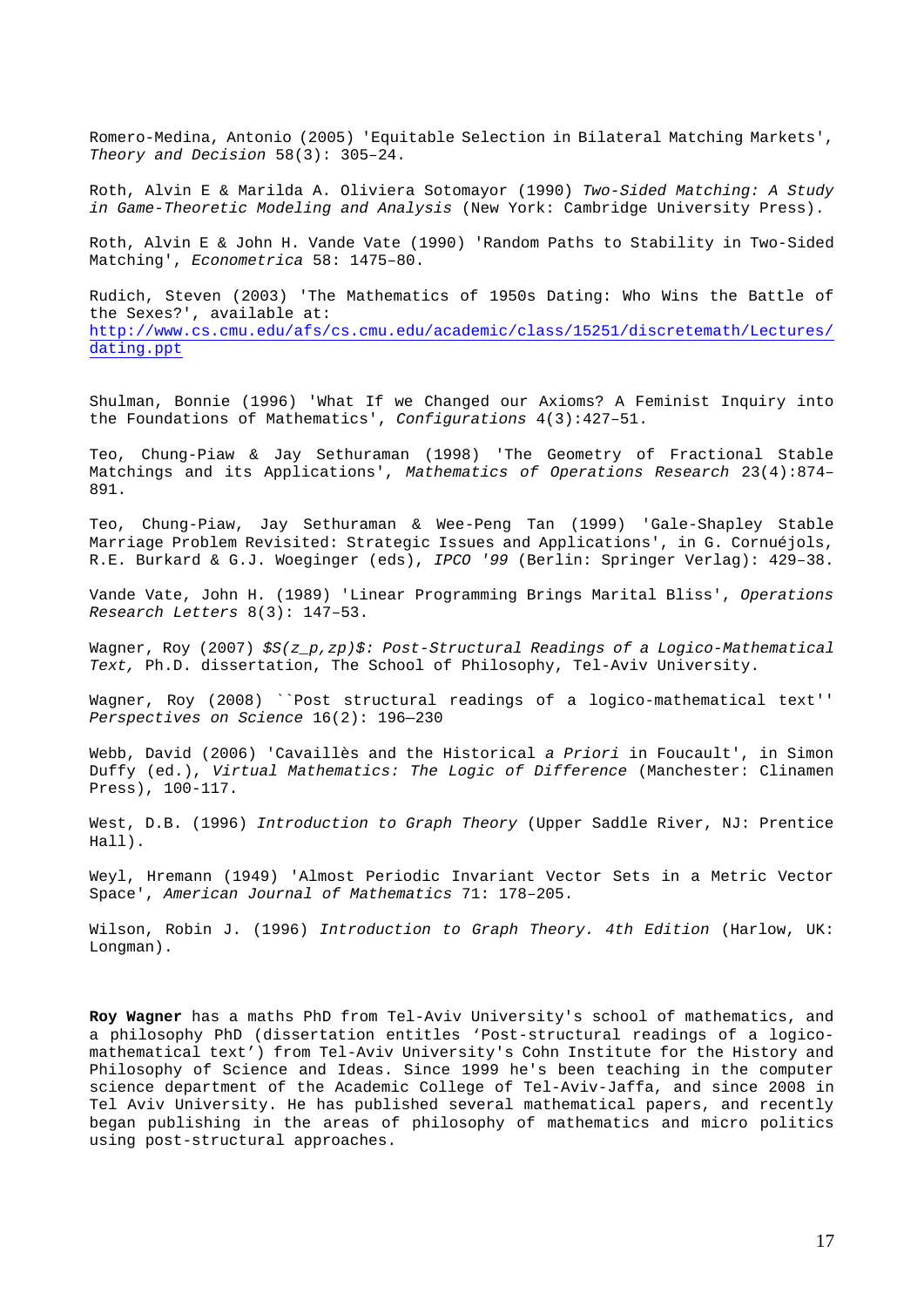Romero-Medina, Antonio (2005) 'Equitable Selection in Bilateral Matching Markets', *Theory and Decision* 58(3): 305–24.

Roth, Alvin E & Marilda A. Oliviera Sotomayor (1990) *Two-Sided Matching: A Study in Game-Theoretic Modeling and Analysis* (New York: Cambridge University Press).

Roth, Alvin E & John H. Vande Vate (1990) 'Random Paths to Stability in Two-Sided Matching', *Econometrica* 58: 1475–80.

Rudich, Steven (2003) 'The Mathematics of 1950s Dating: Who Wins the Battle of the Sexes?', available at: [http://www.cs.cmu.edu/afs/cs.cmu.edu/academic/class/15251/discretemath/Lectures/dating.ppt](http://www.cs.cmu.edu/afs/cs.cmu.edu/academic/class/15251/discretemath/Lectures/dating.ppt)

Shulman, Bonnie (1996) 'What If we Changed our Axioms? A Feminist Inquiry into the Foundations of Mathematics', *Configurations* 4(3):427–51.

Teo, Chung-Piaw & Jay Sethuraman (1998) 'The Geometry of Fractional Stable Matchings and its Applications', *Mathematics of Operations Research* 23(4):874–891.

Teo, Chung-Piaw, Jay Sethuraman & Wee-Peng Tan (1999) 'Gale-Shapley Stable Marriage Problem Revisited: Strategic Issues and Applications', in G. Cornuéjols, R.E. Burkard & G.J. Woeginger (eds), *IPCO '99* (Berlin: Springer Verlag): 429–38.

Vande Vate, John H. (1989) 'Linear Programming Brings Marital Bliss', *Operations Research Letters* 8(3): 147–53.

Wagner, Roy (2007) *$S(z_p,zp)$: Post-Structural Readings of a Logico-Mathematical Text,* Ph.D. dissertation, The School of Philosophy, Tel-Aviv University.

Wagner, Roy (2008) ``Post structural readings of a logico-mathematical text'' *Perspectives on Science* 16(2): 196—230

Webb, David (2006) 'Cavaillès and the Historical *a Priori* in Foucault', in Simon Duffy (ed.), *Virtual Mathematics: The Logic of Difference* (Manchester: Clinamen Press), 100-117.

West, D.B. (1996) *Introduction to Graph Theory* (Upper Saddle River, NJ: Prentice Hall).

Weyl, Hremann (1949) 'Almost Periodic Invariant Vector Sets in a Metric Vector Space', *American Journal of Mathematics* 71: 178–205.

Wilson, Robin J. (1996) *Introduction to Graph Theory. 4th Edition* (Harlow, UK: Longman).

**Roy Wagner** has a maths PhD from Tel-Aviv University's school of mathematics, and a philosophy PhD (dissertation entitles 'Post-structural readings of a logico-mathematical text') from Tel-Aviv University's Cohn Institute for the History and Philosophy of Science and Ideas. Since 1999 he's been teaching in the computer science department of the Academic College of Tel-Aviv-Jaffa, and since 2008 in Tel Aviv University. He has published several mathematical papers, and recently began publishing in the areas of philosophy of mathematics and micro politics using post-structural approaches.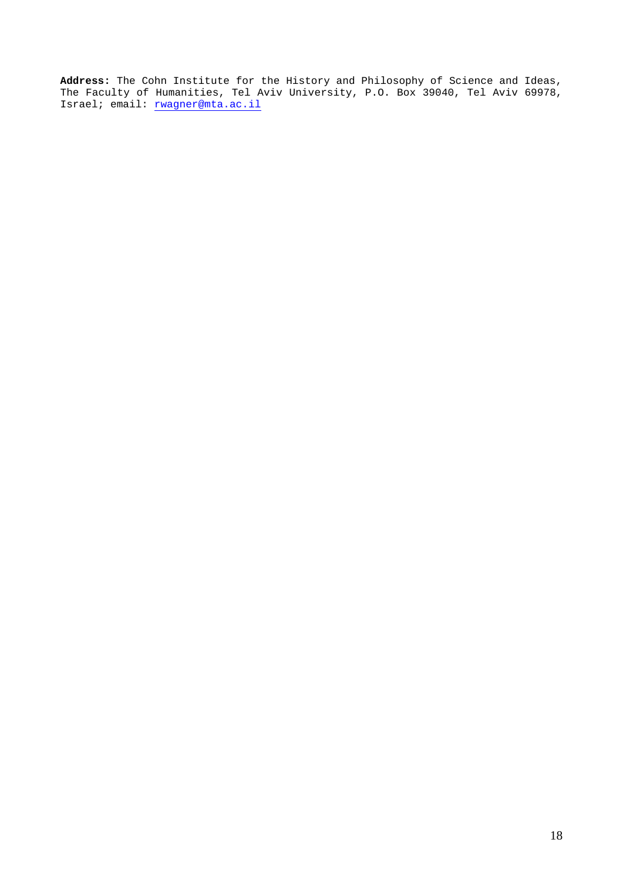**Address:** The Cohn Institute for the History and Philosophy of Science and Ideas, The Faculty of Humanities, Tel Aviv University, P.O. Box 39040, Tel Aviv 69978, Israel; email: rwagner@mta.ac.il